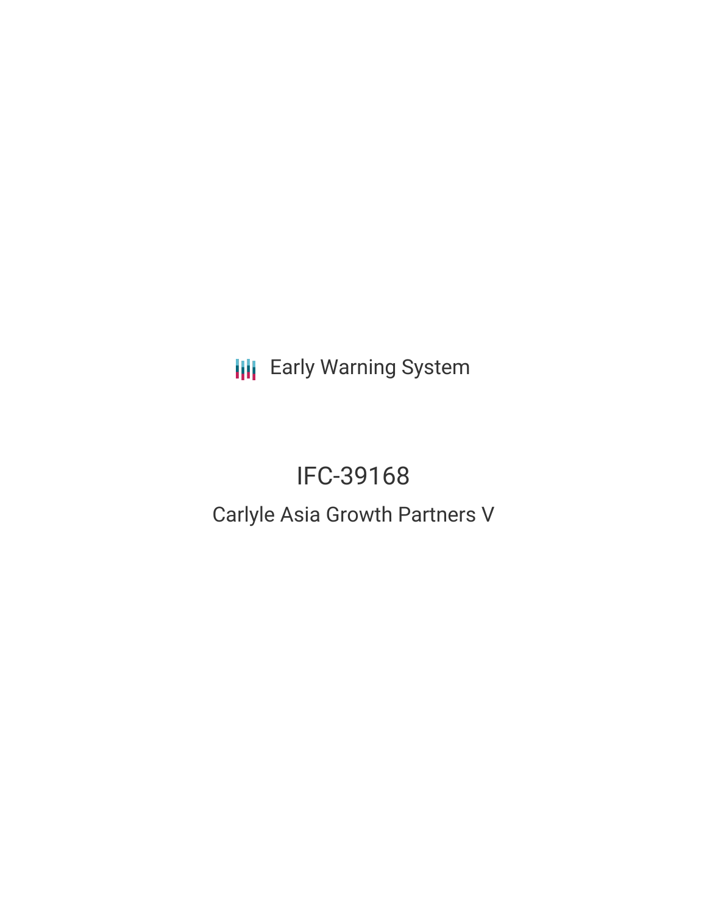Early Warning System

# IFC-39168

## Carlyle Asia Growth Partners V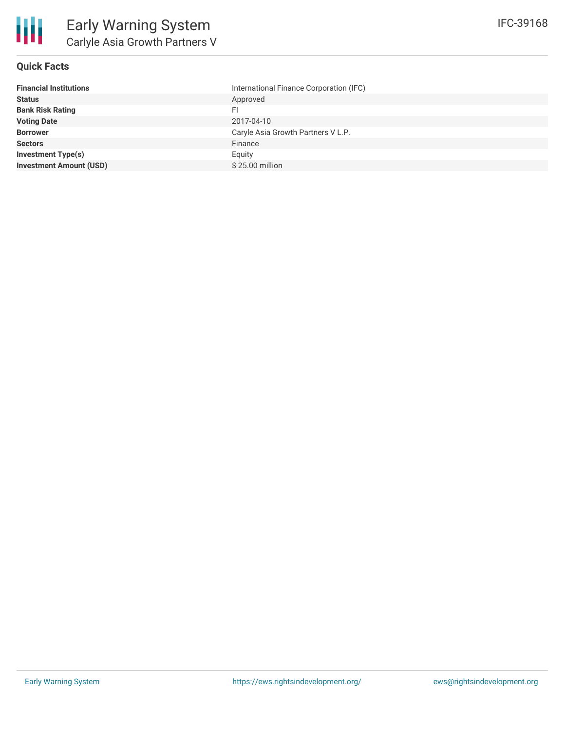# Early Warning System

## Carlyle Asia Growth Partners V

IFC-39168

### Quick Facts

| | |
|---|---|
| **Financial Institutions** | International Finance Corporation (IFC) |
| **Status** | Approved |
| **Bank Risk Rating** | FI |
| **Voting Date** | 2017-04-10 |
| **Borrower** | Caryle Asia Growth Partners V L.P. |
| **Sectors** | Finance |
| **Investment Type(s)** | Equity |
| **Investment Amount (USD)** | $ 25.00 million |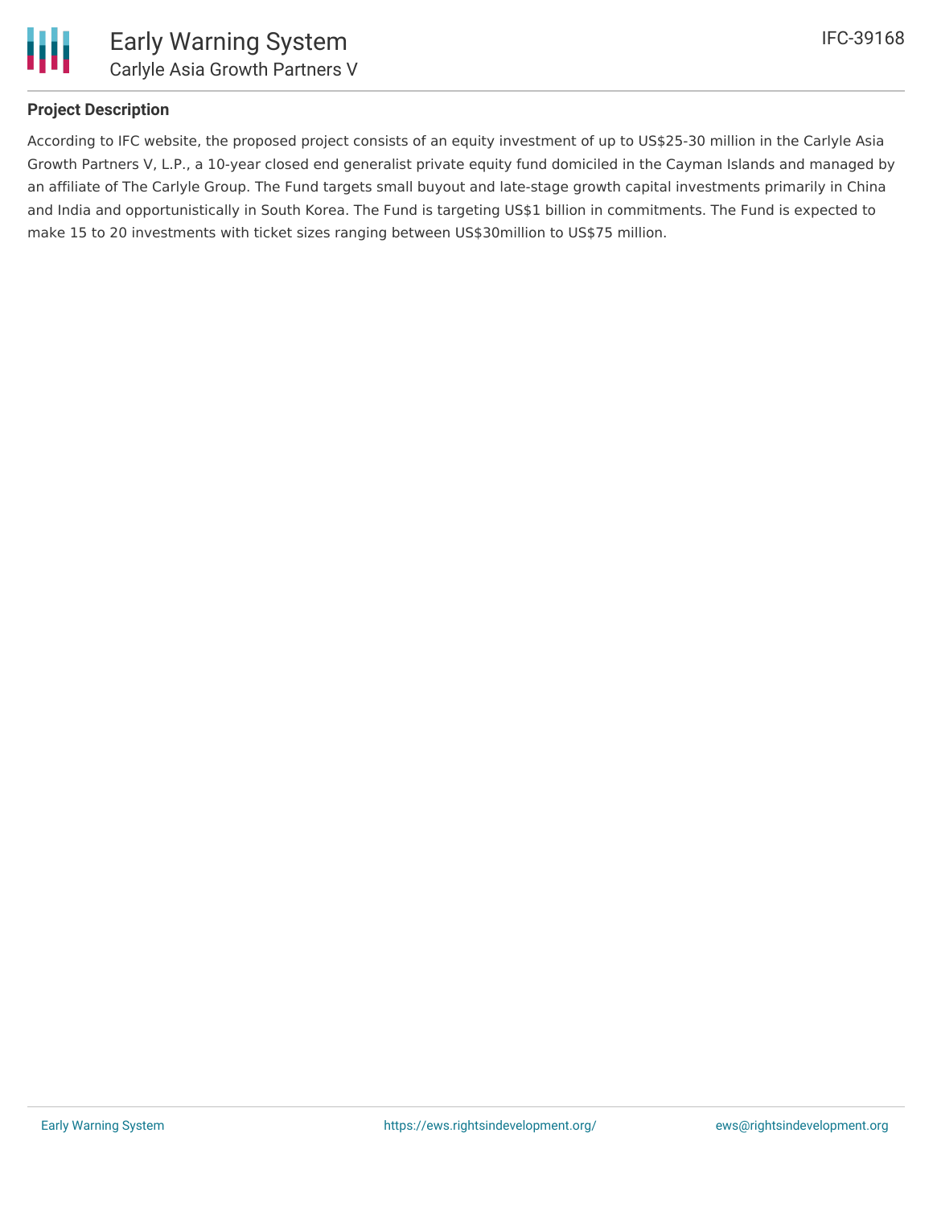## Project Description

According to IFC website, the proposed project consists of an equity investment of up to US$25-30 million in the Carlyle Asia Growth Partners V, L.P., a 10-year closed end generalist private equity fund domiciled in the Cayman Islands and managed by an affiliate of The Carlyle Group. The Fund targets small buyout and late-stage growth capital investments primarily in China and India and opportunistically in South Korea. The Fund is targeting US$1 billion in commitments. The Fund is expected to make 15 to 20 investments with ticket sizes ranging between US$30million to US$75 million.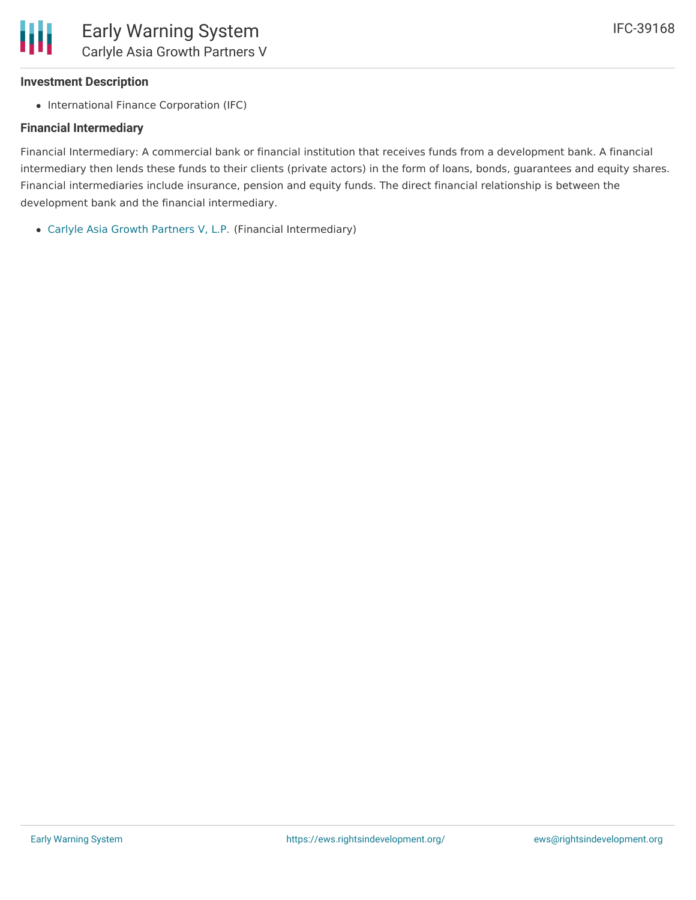### Investment Description

- International Finance Corporation (IFC)

### Financial Intermediary

Financial Intermediary: A commercial bank or financial institution that receives funds from a development bank. A financial intermediary then lends these funds to their clients (private actors) in the form of loans, bonds, guarantees and equity shares. Financial intermediaries include insurance, pension and equity funds. The direct financial relationship is between the development bank and the financial intermediary.

- Carlyle Asia Growth Partners V, L.P. (Financial Intermediary)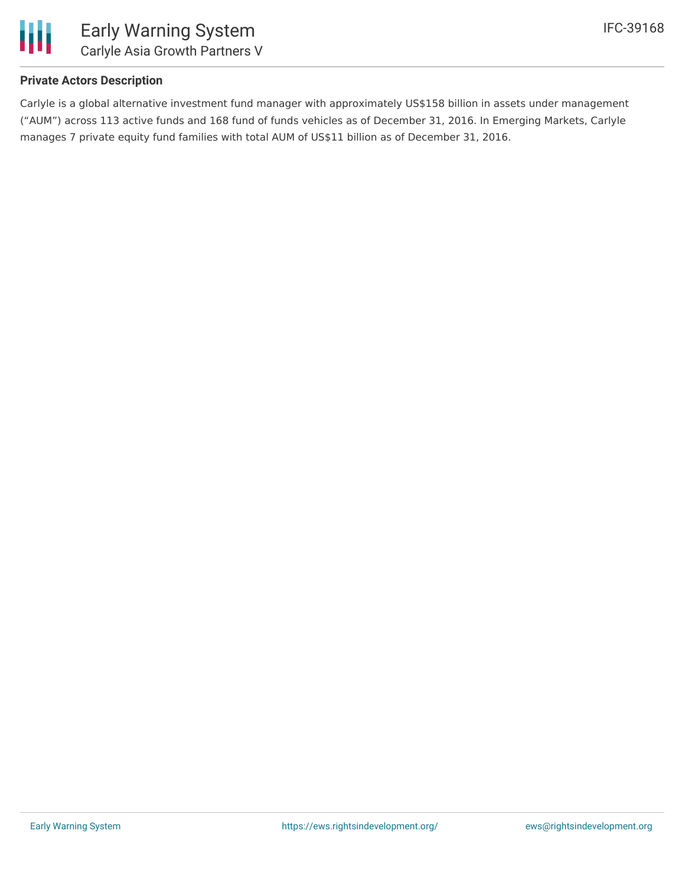**Private Actors Description**

Carlyle is a global alternative investment fund manager with approximately US$158 billion in assets under management ("AUM") across 113 active funds and 168 fund of funds vehicles as of December 31, 2016. In Emerging Markets, Carlyle manages 7 private equity fund families with total AUM of US$11 billion as of December 31, 2016.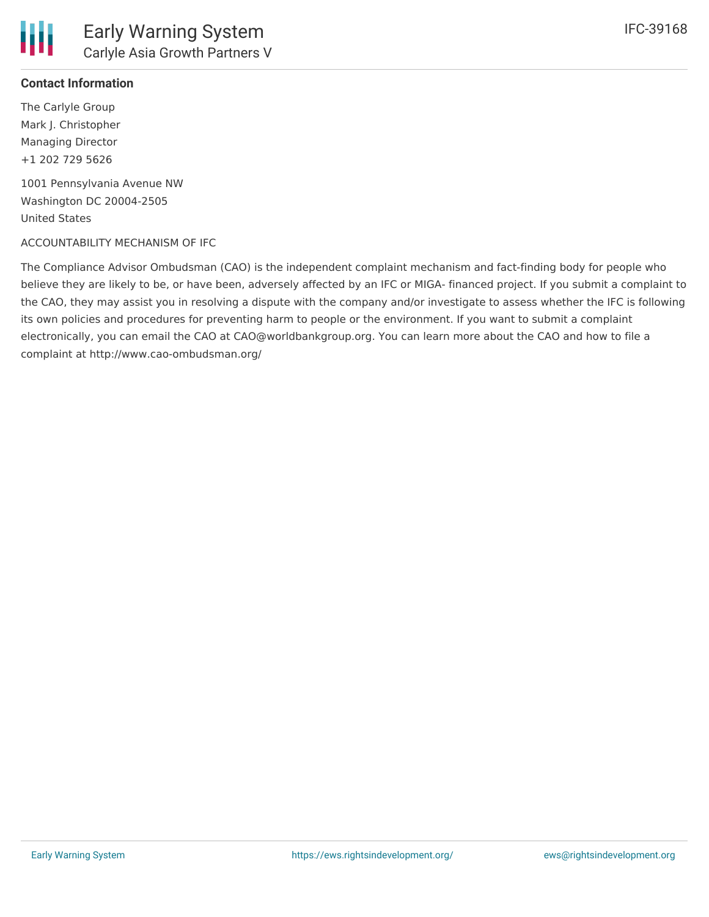**Contact Information**

The Carlyle Group
Mark J. Christopher
Managing Director
+1 202 729 5626

1001 Pennsylvania Avenue NW
Washington DC 20004-2505
United States

ACCOUNTABILITY MECHANISM OF IFC

The Compliance Advisor Ombudsman (CAO) is the independent complaint mechanism and fact-finding body for people who believe they are likely to be, or have been, adversely affected by an IFC or MIGA- financed project. If you submit a complaint to the CAO, they may assist you in resolving a dispute with the company and/or investigate to assess whether the IFC is following its own policies and procedures for preventing harm to people or the environment. If you want to submit a complaint electronically, you can email the CAO at CAO@worldbankgroup.org. You can learn more about the CAO and how to file a complaint at http://www.cao-ombudsman.org/